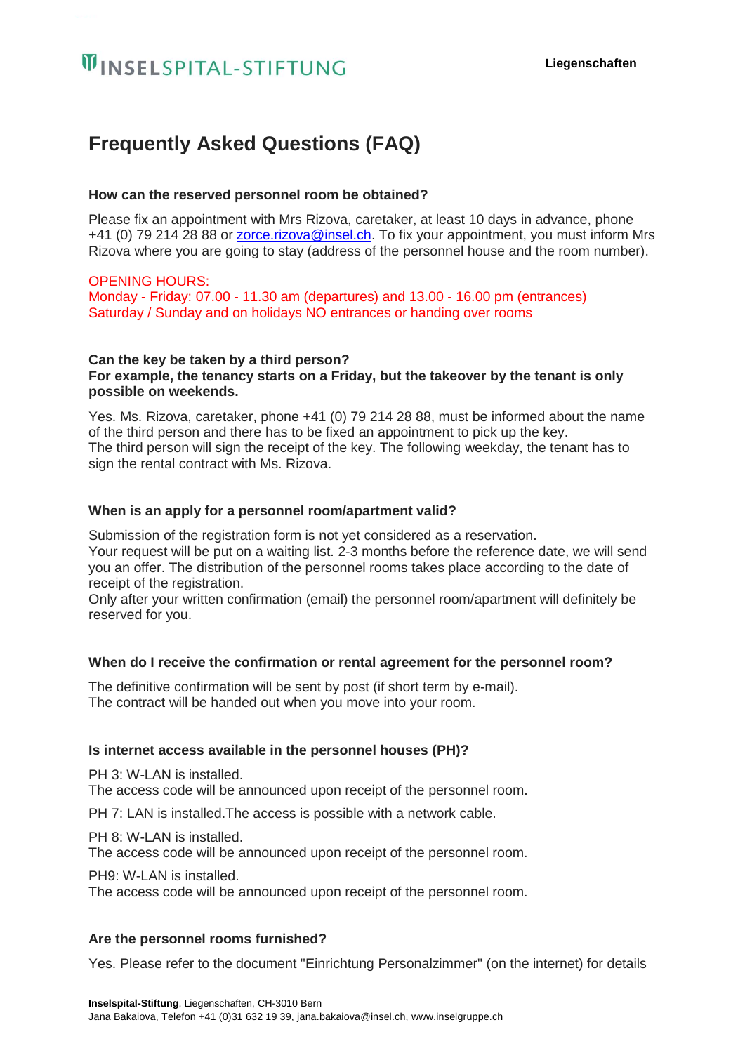INSELSPITAL-STIFTUNG

**Liegenschaften**

# Frequently Asked Questions (FAQ)

**How can the reserved personnel room be obtained?**

Please fix an appointment with Mrs Rizova, caretaker, at least 10 days in advance, phone +41 (0) 79 214 28 88 or zorce.rizova@insel.ch. To fix your appointment, you must inform Mrs Rizova where you are going to stay (address of the personnel house and the room number).

OPENING HOURS:
Monday - Friday: 07.00 - 11.30 am (departures) and 13.00 - 16.00 pm (entrances)
Saturday / Sunday and on holidays NO entrances or handing over rooms

**Can the key be taken by a third person?**
**For example, the tenancy starts on a Friday, but the takeover by the tenant is only possible on weekends.**

Yes. Ms. Rizova, caretaker, phone +41 (0) 79 214 28 88, must be informed about the name of the third person and there has to be fixed an appointment to pick up the key.
The third person will sign the receipt of the key. The following weekday, the tenant has to sign the rental contract with Ms. Rizova.

**When is an apply for a personnel room/apartment valid?**

Submission of the registration form is not yet considered as a reservation.
Your request will be put on a waiting list. 2-3 months before the reference date, we will send you an offer. The distribution of the personnel rooms takes place according to the date of receipt of the registration.
Only after your written confirmation (email) the personnel room/apartment will definitely be reserved for you.

**When do I receive the confirmation or rental agreement for the personnel room?**

The definitive confirmation will be sent by post (if short term by e-mail).
The contract will be handed out when you move into your room.

**Is internet access available in the personnel houses (PH)?**

PH 3: W-LAN is installed.
The access code will be announced upon receipt of the personnel room.

PH 7: LAN is installed.The access is possible with a network cable.

PH 8: W-LAN is installed.
The access code will be announced upon receipt of the personnel room.

PH9: W-LAN is installed.
The access code will be announced upon receipt of the personnel room.

**Are the personnel rooms furnished?**

Yes. Please refer to the document "Einrichtung Personalzimmer" (on the internet) for details

**Inselspital-Stiftung**, Liegenschaften, CH-3010 Bern
Jana Bakaiova, Telefon +41 (0)31 632 19 39, jana.bakaiova@insel.ch, www.inselgruppe.ch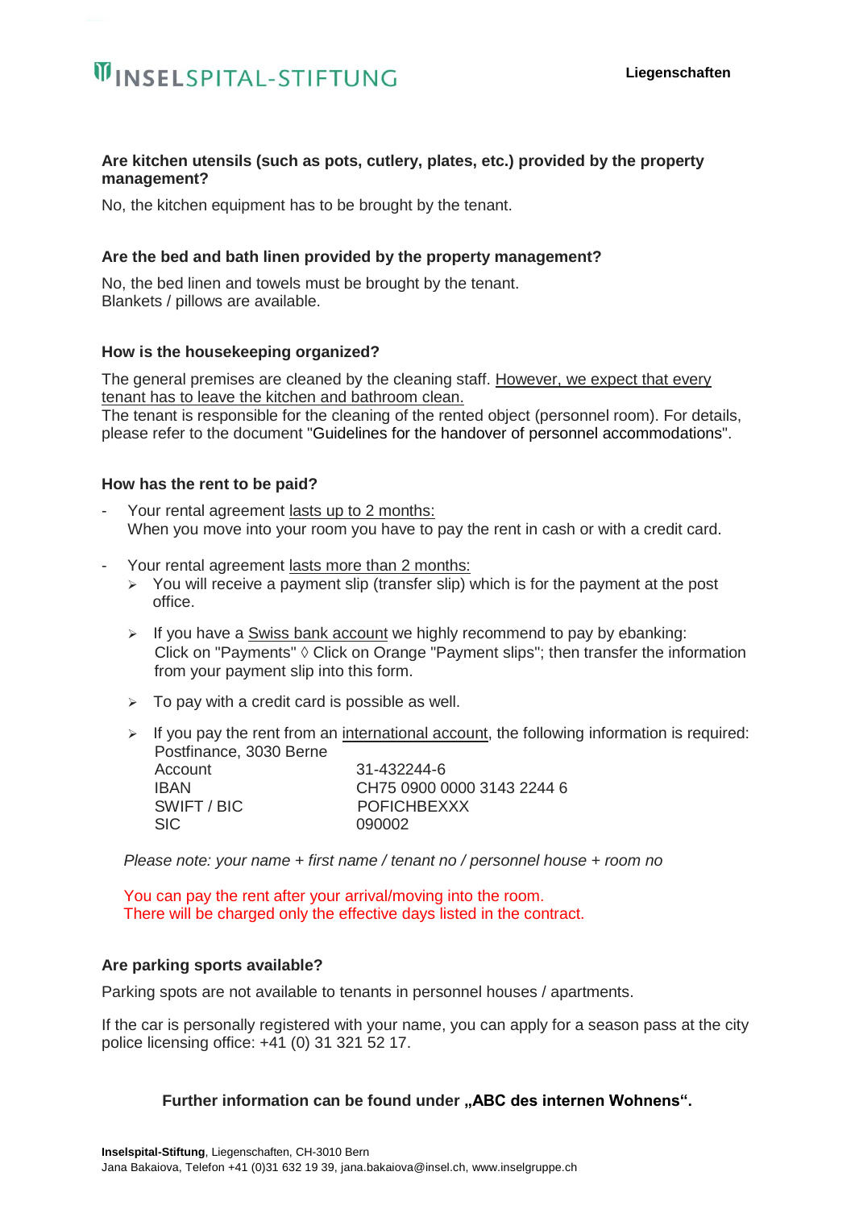## Are kitchen utensils (such as pots, cutlery, plates, etc.) provided by the property management?

No, the kitchen equipment has to be brought by the tenant.

## Are the bed and bath linen provided by the property management?

No, the bed linen and towels must be brought by the tenant.
Blankets / pillows are available.

## How is the housekeeping organized?

The general premises are cleaned by the cleaning staff. However, we expect that every tenant has to leave the kitchen and bathroom clean.
The tenant is responsible for the cleaning of the rented object (personnel room). For details, please refer to the document "Guidelines for the handover of personnel accommodations".

## How has the rent to be paid?

- Your rental agreement lasts up to 2 months:
  When you move into your room you have to pay the rent in cash or with a credit card.

- Your rental agreement lasts more than 2 months:
  - You will receive a payment slip (transfer slip) which is for the payment at the post office.
  - If you have a Swiss bank account we highly recommend to pay by ebanking:
    Click on "Payments" ◊ Click on Orange "Payment slips"; then transfer the information from your payment slip into this form.
  - To pay with a credit card is possible as well.
  - If you pay the rent from an international account, the following information is required:
    Postfinance, 3030 Berne

| | |
|---|---|
| Account | 31-432244-6 |
| IBAN | CH75 0900 0000 3143 2244 6 |
| SWIFT / BIC | POFICHBEXXX |
| SIC | 090002 |

*Please note: your name + first name / tenant no / personnel house + room no*

You can pay the rent after your arrival/moving into the room.
There will be charged only the effective days listed in the contract.

## Are parking sports available?

Parking spots are not available to tenants in personnel houses / apartments.

If the car is personally registered with your name, you can apply for a season pass at the city police licensing office: +41 (0) 31 321 52 17.

**Further information can be found under „ABC des internen Wohnens“.**

**Inselspital-Stiftung**, Liegenschaften, CH-3010 Bern
Jana Bakaiova, Telefon +41 (0)31 632 19 39, jana.bakaiova@insel.ch, www.inselgruppe.ch